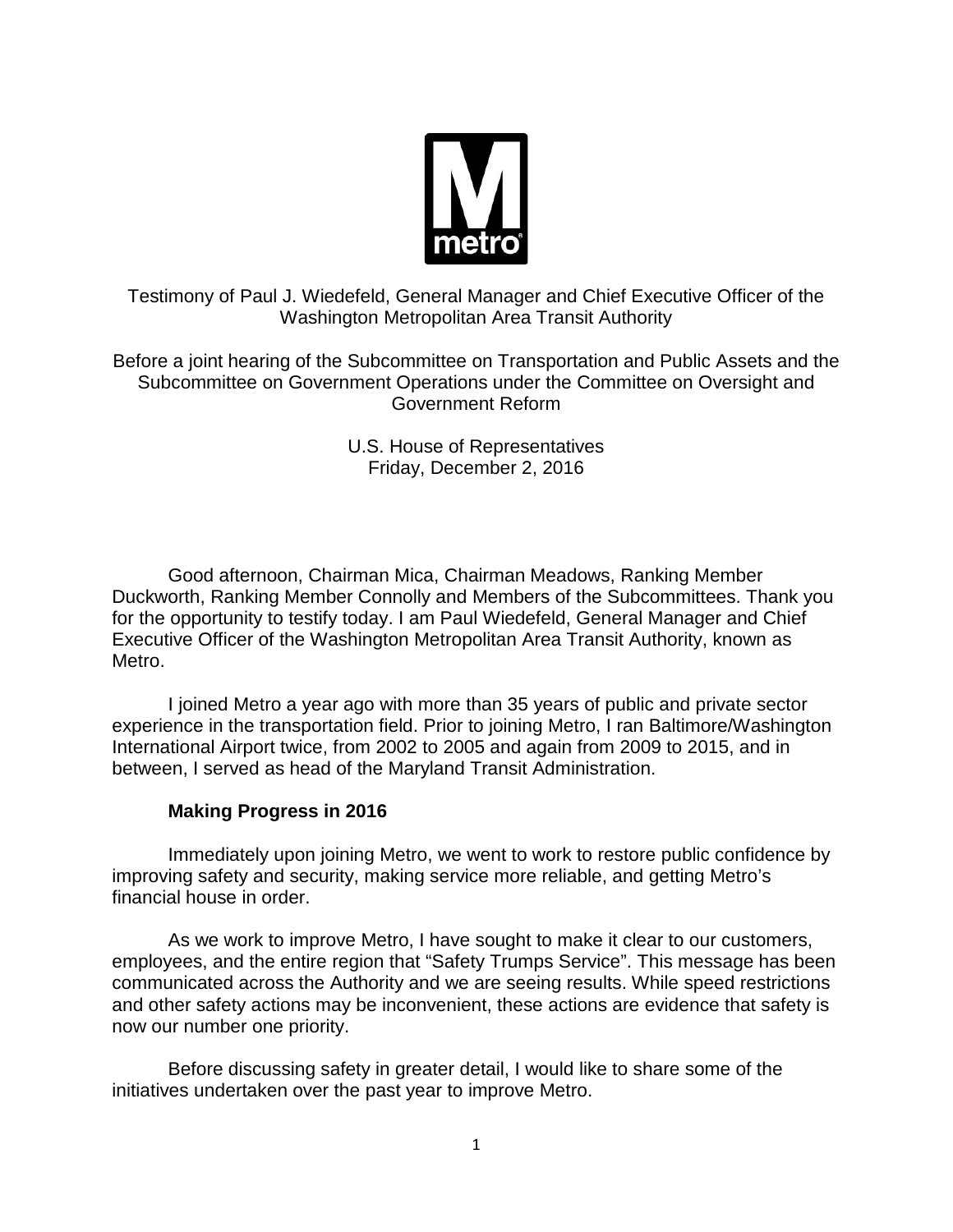Testimony of Paul J. Wiedefeld, General Manager and Chief Executive Officer of the Washington Metropolitan Area Transit Authority

Before a joint hearing of the Subcommittee on Transportation and Public Assets and the Subcommittee on Government Operations under the Committee on Oversight and Government Reform

U.S. House of Representatives
Friday, December 2, 2016

Good afternoon, Chairman Mica, Chairman Meadows, Ranking Member Duckworth, Ranking Member Connolly and Members of the Subcommittees. Thank you for the opportunity to testify today. I am Paul Wiedefeld, General Manager and Chief Executive Officer of the Washington Metropolitan Area Transit Authority, known as Metro.

I joined Metro a year ago with more than 35 years of public and private sector experience in the transportation field. Prior to joining Metro, I ran Baltimore/Washington International Airport twice, from 2002 to 2005 and again from 2009 to 2015, and in between, I served as head of the Maryland Transit Administration.

## Making Progress in 2016

Immediately upon joining Metro, we went to work to restore public confidence by improving safety and security, making service more reliable, and getting Metro's financial house in order.

As we work to improve Metro, I have sought to make it clear to our customers, employees, and the entire region that "Safety Trumps Service". This message has been communicated across the Authority and we are seeing results. While speed restrictions and other safety actions may be inconvenient, these actions are evidence that safety is now our number one priority.

Before discussing safety in greater detail, I would like to share some of the initiatives undertaken over the past year to improve Metro.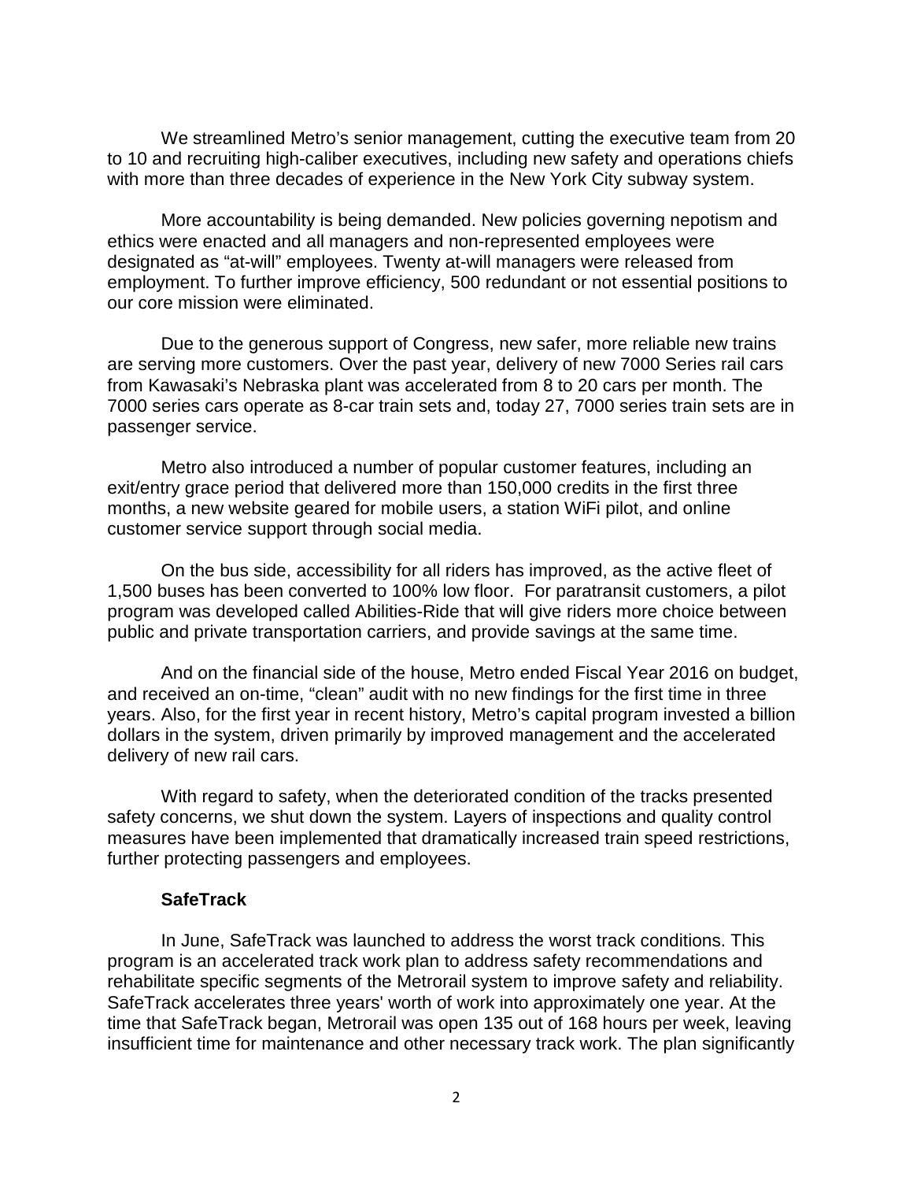We streamlined Metro's senior management, cutting the executive team from 20 to 10 and recruiting high-caliber executives, including new safety and operations chiefs with more than three decades of experience in the New York City subway system.

More accountability is being demanded. New policies governing nepotism and ethics were enacted and all managers and non-represented employees were designated as "at-will" employees. Twenty at-will managers were released from employment. To further improve efficiency, 500 redundant or not essential positions to our core mission were eliminated.

Due to the generous support of Congress, new safer, more reliable new trains are serving more customers. Over the past year, delivery of new 7000 Series rail cars from Kawasaki's Nebraska plant was accelerated from 8 to 20 cars per month. The 7000 series cars operate as 8-car train sets and, today 27, 7000 series train sets are in passenger service.

Metro also introduced a number of popular customer features, including an exit/entry grace period that delivered more than 150,000 credits in the first three months, a new website geared for mobile users, a station WiFi pilot, and online customer service support through social media.

On the bus side, accessibility for all riders has improved, as the active fleet of 1,500 buses has been converted to 100% low floor. For paratransit customers, a pilot program was developed called Abilities-Ride that will give riders more choice between public and private transportation carriers, and provide savings at the same time.

And on the financial side of the house, Metro ended Fiscal Year 2016 on budget, and received an on-time, "clean" audit with no new findings for the first time in three years. Also, for the first year in recent history, Metro's capital program invested a billion dollars in the system, driven primarily by improved management and the accelerated delivery of new rail cars.

With regard to safety, when the deteriorated condition of the tracks presented safety concerns, we shut down the system. Layers of inspections and quality control measures have been implemented that dramatically increased train speed restrictions, further protecting passengers and employees.

**SafeTrack**

In June, SafeTrack was launched to address the worst track conditions. This program is an accelerated track work plan to address safety recommendations and rehabilitate specific segments of the Metrorail system to improve safety and reliability. SafeTrack accelerates three years' worth of work into approximately one year. At the time that SafeTrack began, Metrorail was open 135 out of 168 hours per week, leaving insufficient time for maintenance and other necessary track work. The plan significantly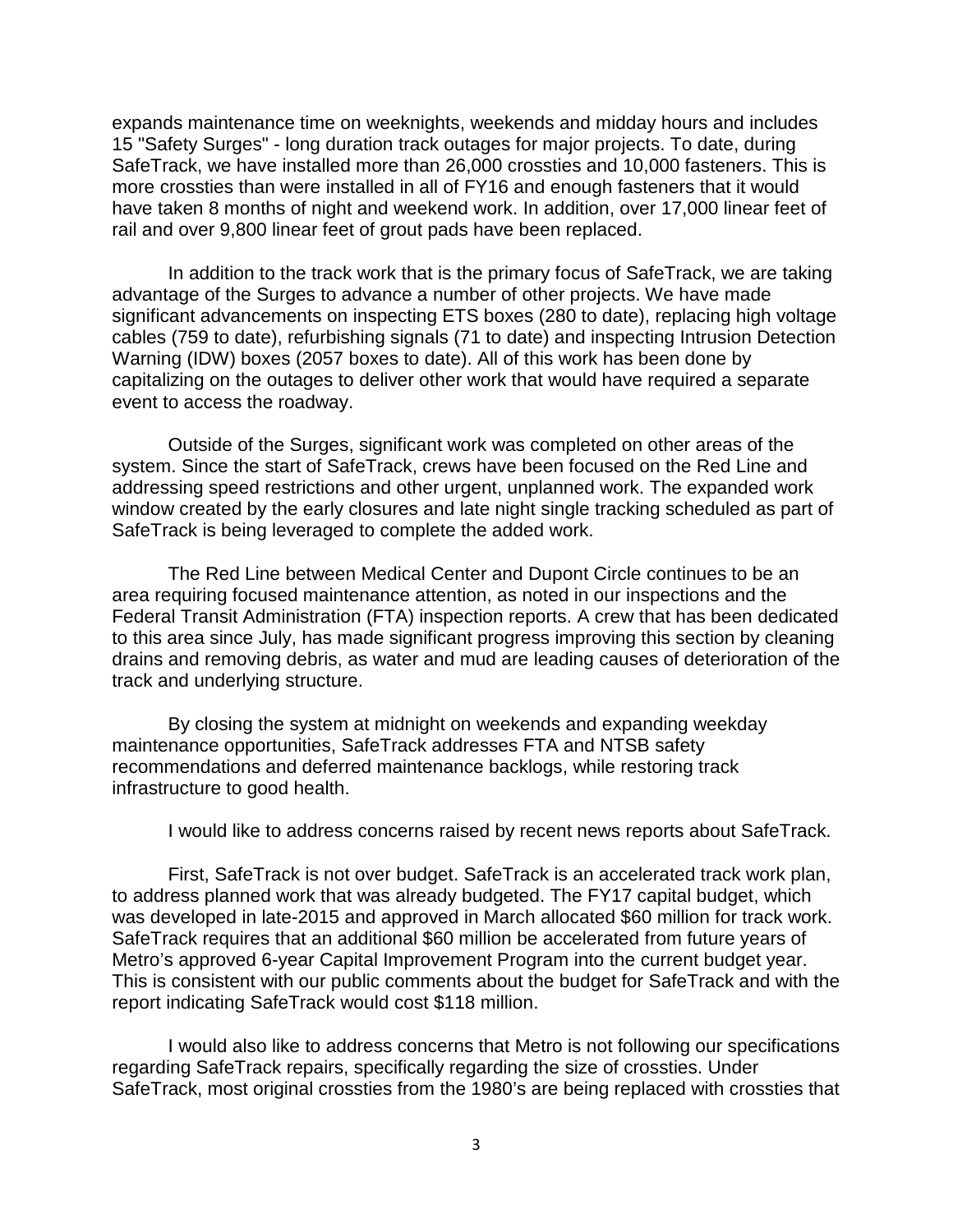expands maintenance time on weeknights, weekends and midday hours and includes 15 "Safety Surges" - long duration track outages for major projects. To date, during SafeTrack, we have installed more than 26,000 crossties and 10,000 fasteners. This is more crossties than were installed in all of FY16 and enough fasteners that it would have taken 8 months of night and weekend work. In addition, over 17,000 linear feet of rail and over 9,800 linear feet of grout pads have been replaced.

In addition to the track work that is the primary focus of SafeTrack, we are taking advantage of the Surges to advance a number of other projects. We have made significant advancements on inspecting ETS boxes (280 to date), replacing high voltage cables (759 to date), refurbishing signals (71 to date) and inspecting Intrusion Detection Warning (IDW) boxes (2057 boxes to date). All of this work has been done by capitalizing on the outages to deliver other work that would have required a separate event to access the roadway.

Outside of the Surges, significant work was completed on other areas of the system. Since the start of SafeTrack, crews have been focused on the Red Line and addressing speed restrictions and other urgent, unplanned work. The expanded work window created by the early closures and late night single tracking scheduled as part of SafeTrack is being leveraged to complete the added work.

The Red Line between Medical Center and Dupont Circle continues to be an area requiring focused maintenance attention, as noted in our inspections and the Federal Transit Administration (FTA) inspection reports. A crew that has been dedicated to this area since July, has made significant progress improving this section by cleaning drains and removing debris, as water and mud are leading causes of deterioration of the track and underlying structure.

By closing the system at midnight on weekends and expanding weekday maintenance opportunities, SafeTrack addresses FTA and NTSB safety recommendations and deferred maintenance backlogs, while restoring track infrastructure to good health.

I would like to address concerns raised by recent news reports about SafeTrack.

First, SafeTrack is not over budget. SafeTrack is an accelerated track work plan, to address planned work that was already budgeted. The FY17 capital budget, which was developed in late-2015 and approved in March allocated $60 million for track work. SafeTrack requires that an additional $60 million be accelerated from future years of Metro's approved 6-year Capital Improvement Program into the current budget year. This is consistent with our public comments about the budget for SafeTrack and with the report indicating SafeTrack would cost $118 million.

I would also like to address concerns that Metro is not following our specifications regarding SafeTrack repairs, specifically regarding the size of crossties. Under SafeTrack, most original crossties from the 1980's are being replaced with crossties that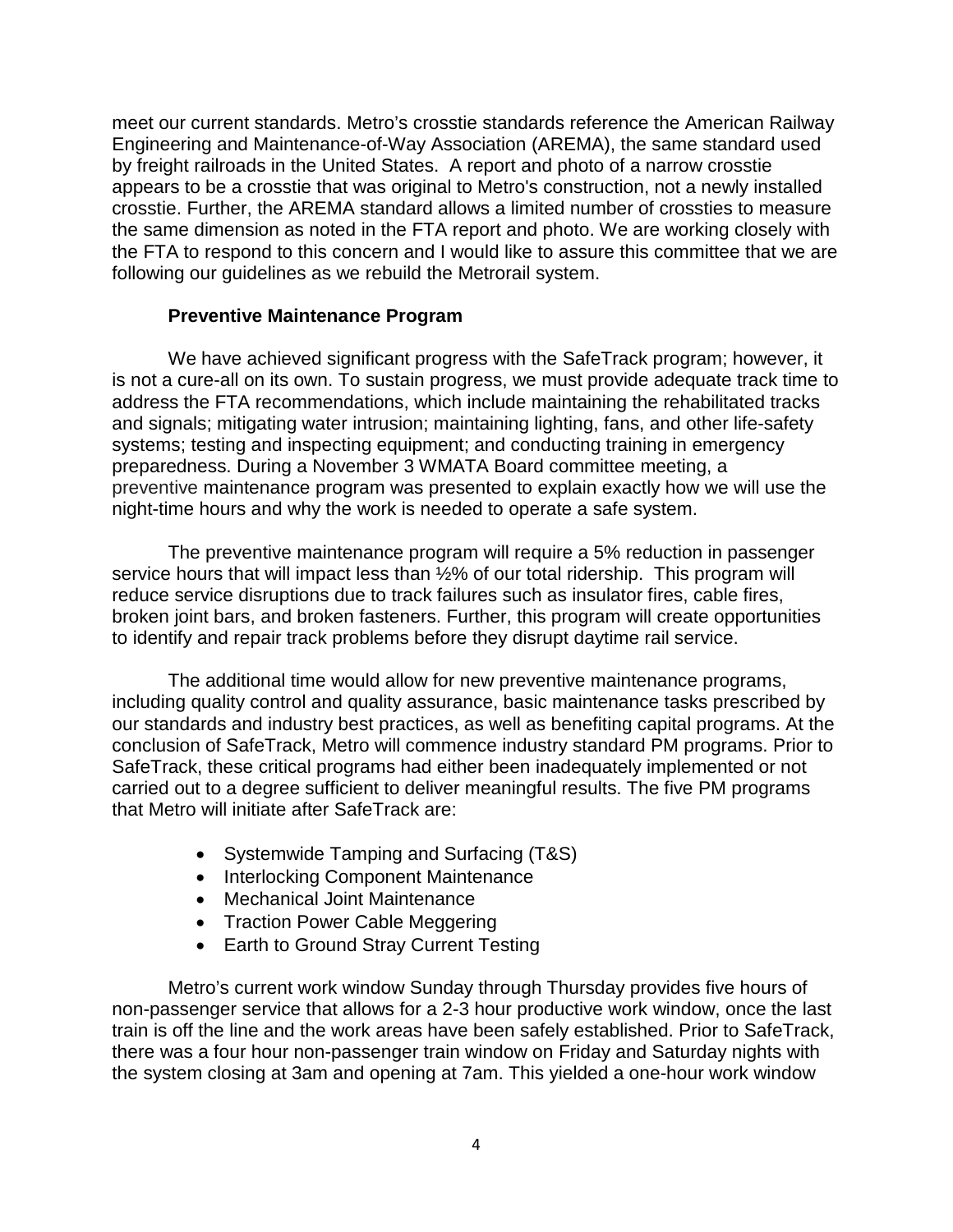meet our current standards. Metro's crosstie standards reference the American Railway Engineering and Maintenance-of-Way Association (AREMA), the same standard used by freight railroads in the United States. A report and photo of a narrow crosstie appears to be a crosstie that was original to Metro's construction, not a newly installed crosstie. Further, the AREMA standard allows a limited number of crossties to measure the same dimension as noted in the FTA report and photo. We are working closely with the FTA to respond to this concern and I would like to assure this committee that we are following our guidelines as we rebuild the Metrorail system.

### Preventive Maintenance Program

We have achieved significant progress with the SafeTrack program; however, it is not a cure-all on its own. To sustain progress, we must provide adequate track time to address the FTA recommendations, which include maintaining the rehabilitated tracks and signals; mitigating water intrusion; maintaining lighting, fans, and other life-safety systems; testing and inspecting equipment; and conducting training in emergency preparedness. During a November 3 WMATA Board committee meeting, a preventive maintenance program was presented to explain exactly how we will use the night-time hours and why the work is needed to operate a safe system.

The preventive maintenance program will require a 5% reduction in passenger service hours that will impact less than ½% of our total ridership. This program will reduce service disruptions due to track failures such as insulator fires, cable fires, broken joint bars, and broken fasteners. Further, this program will create opportunities to identify and repair track problems before they disrupt daytime rail service.

The additional time would allow for new preventive maintenance programs, including quality control and quality assurance, basic maintenance tasks prescribed by our standards and industry best practices, as well as benefiting capital programs. At the conclusion of SafeTrack, Metro will commence industry standard PM programs. Prior to SafeTrack, these critical programs had either been inadequately implemented or not carried out to a degree sufficient to deliver meaningful results. The five PM programs that Metro will initiate after SafeTrack are:

- Systemwide Tamping and Surfacing (T&S)
- Interlocking Component Maintenance
- Mechanical Joint Maintenance
- Traction Power Cable Meggering
- Earth to Ground Stray Current Testing

Metro's current work window Sunday through Thursday provides five hours of non-passenger service that allows for a 2-3 hour productive work window, once the last train is off the line and the work areas have been safely established. Prior to SafeTrack, there was a four hour non-passenger train window on Friday and Saturday nights with the system closing at 3am and opening at 7am. This yielded a one-hour work window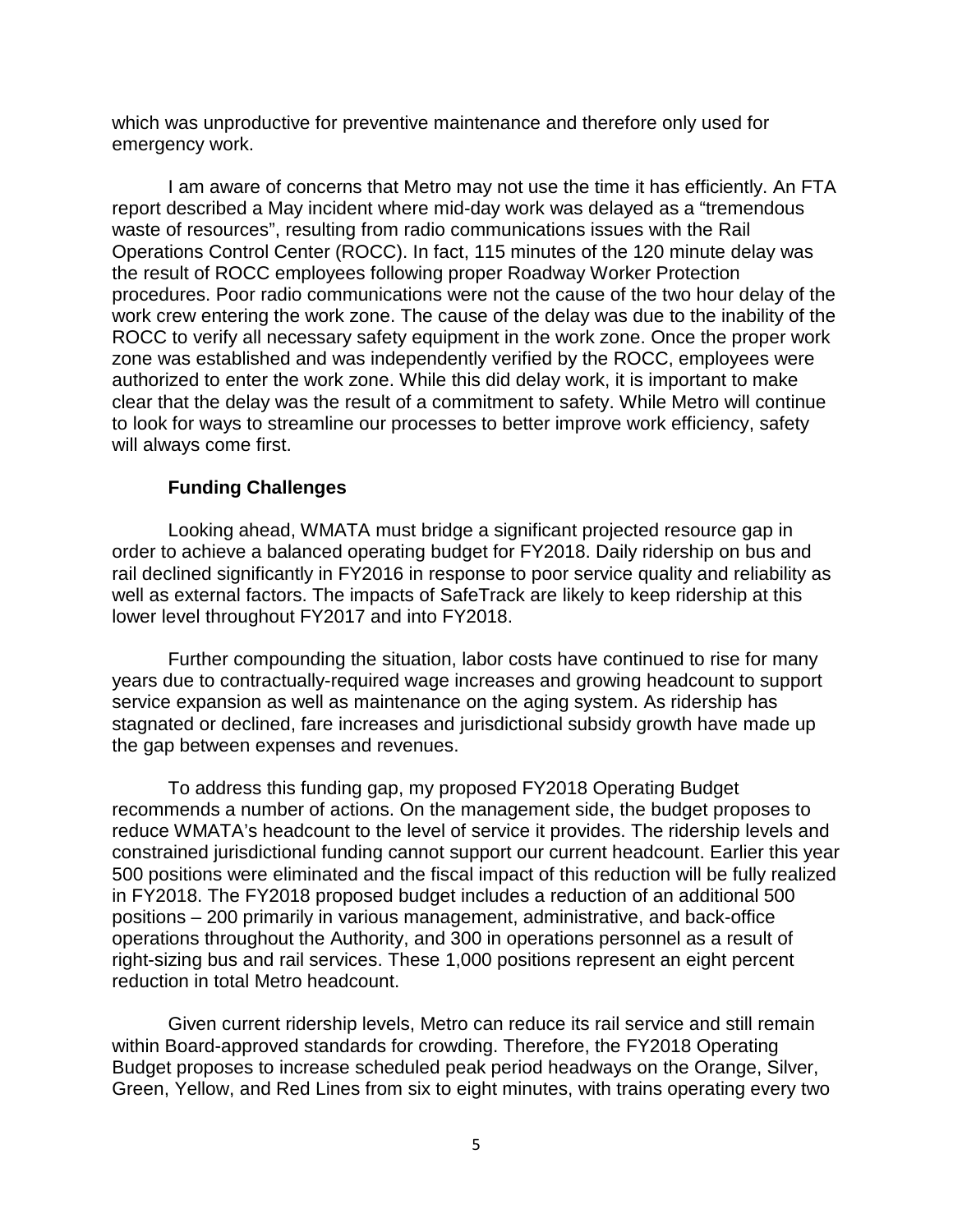which was unproductive for preventive maintenance and therefore only used for emergency work.

I am aware of concerns that Metro may not use the time it has efficiently. An FTA report described a May incident where mid-day work was delayed as a "tremendous waste of resources", resulting from radio communications issues with the Rail Operations Control Center (ROCC). In fact, 115 minutes of the 120 minute delay was the result of ROCC employees following proper Roadway Worker Protection procedures. Poor radio communications were not the cause of the two hour delay of the work crew entering the work zone. The cause of the delay was due to the inability of the ROCC to verify all necessary safety equipment in the work zone. Once the proper work zone was established and was independently verified by the ROCC, employees were authorized to enter the work zone. While this did delay work, it is important to make clear that the delay was the result of a commitment to safety. While Metro will continue to look for ways to streamline our processes to better improve work efficiency, safety will always come first.

**Funding Challenges**

Looking ahead, WMATA must bridge a significant projected resource gap in order to achieve a balanced operating budget for FY2018. Daily ridership on bus and rail declined significantly in FY2016 in response to poor service quality and reliability as well as external factors. The impacts of SafeTrack are likely to keep ridership at this lower level throughout FY2017 and into FY2018.

Further compounding the situation, labor costs have continued to rise for many years due to contractually-required wage increases and growing headcount to support service expansion as well as maintenance on the aging system. As ridership has stagnated or declined, fare increases and jurisdictional subsidy growth have made up the gap between expenses and revenues.

To address this funding gap, my proposed FY2018 Operating Budget recommends a number of actions. On the management side, the budget proposes to reduce WMATA's headcount to the level of service it provides. The ridership levels and constrained jurisdictional funding cannot support our current headcount. Earlier this year 500 positions were eliminated and the fiscal impact of this reduction will be fully realized in FY2018. The FY2018 proposed budget includes a reduction of an additional 500 positions – 200 primarily in various management, administrative, and back-office operations throughout the Authority, and 300 in operations personnel as a result of right-sizing bus and rail services. These 1,000 positions represent an eight percent reduction in total Metro headcount.

Given current ridership levels, Metro can reduce its rail service and still remain within Board-approved standards for crowding. Therefore, the FY2018 Operating Budget proposes to increase scheduled peak period headways on the Orange, Silver, Green, Yellow, and Red Lines from six to eight minutes, with trains operating every two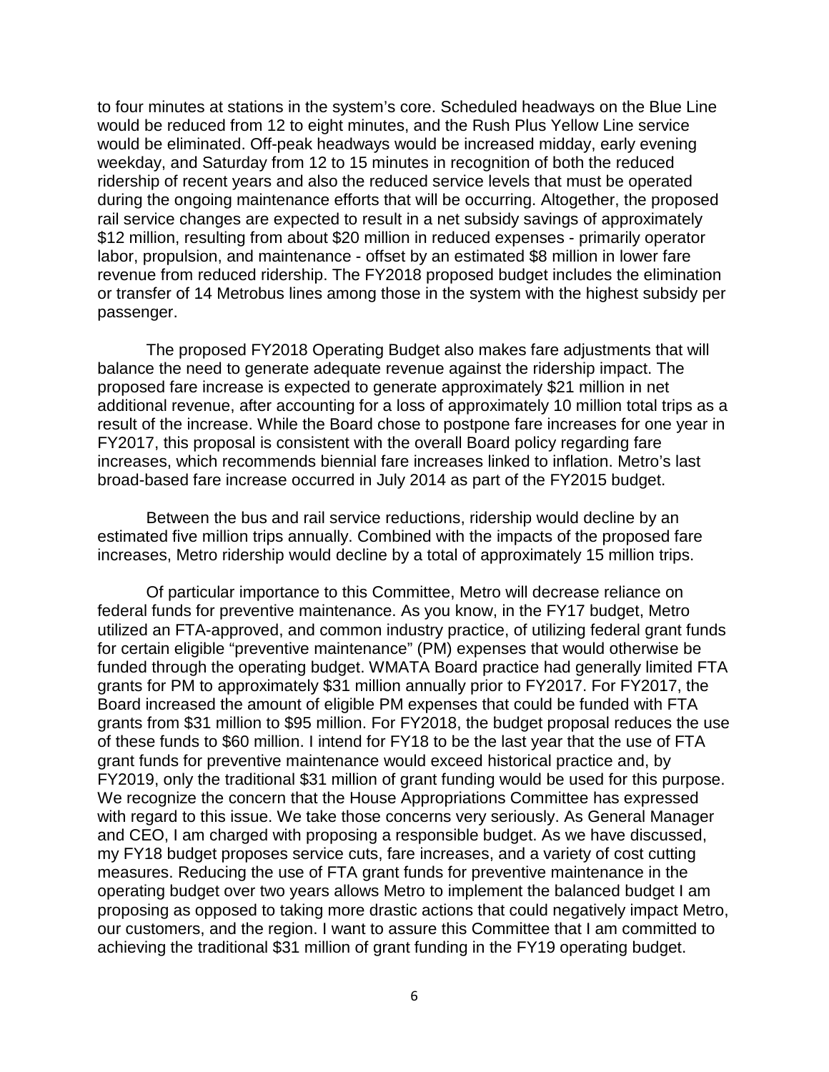to four minutes at stations in the system's core. Scheduled headways on the Blue Line would be reduced from 12 to eight minutes, and the Rush Plus Yellow Line service would be eliminated. Off-peak headways would be increased midday, early evening weekday, and Saturday from 12 to 15 minutes in recognition of both the reduced ridership of recent years and also the reduced service levels that must be operated during the ongoing maintenance efforts that will be occurring. Altogether, the proposed rail service changes are expected to result in a net subsidy savings of approximately $12 million, resulting from about $20 million in reduced expenses - primarily operator labor, propulsion, and maintenance - offset by an estimated $8 million in lower fare revenue from reduced ridership. The FY2018 proposed budget includes the elimination or transfer of 14 Metrobus lines among those in the system with the highest subsidy per passenger.

The proposed FY2018 Operating Budget also makes fare adjustments that will balance the need to generate adequate revenue against the ridership impact. The proposed fare increase is expected to generate approximately $21 million in net additional revenue, after accounting for a loss of approximately 10 million total trips as a result of the increase. While the Board chose to postpone fare increases for one year in FY2017, this proposal is consistent with the overall Board policy regarding fare increases, which recommends biennial fare increases linked to inflation. Metro's last broad-based fare increase occurred in July 2014 as part of the FY2015 budget.

Between the bus and rail service reductions, ridership would decline by an estimated five million trips annually. Combined with the impacts of the proposed fare increases, Metro ridership would decline by a total of approximately 15 million trips.

Of particular importance to this Committee, Metro will decrease reliance on federal funds for preventive maintenance. As you know, in the FY17 budget, Metro utilized an FTA-approved, and common industry practice, of utilizing federal grant funds for certain eligible "preventive maintenance" (PM) expenses that would otherwise be funded through the operating budget. WMATA Board practice had generally limited FTA grants for PM to approximately $31 million annually prior to FY2017. For FY2017, the Board increased the amount of eligible PM expenses that could be funded with FTA grants from $31 million to $95 million. For FY2018, the budget proposal reduces the use of these funds to $60 million. I intend for FY18 to be the last year that the use of FTA grant funds for preventive maintenance would exceed historical practice and, by FY2019, only the traditional $31 million of grant funding would be used for this purpose. We recognize the concern that the House Appropriations Committee has expressed with regard to this issue. We take those concerns very seriously. As General Manager and CEO, I am charged with proposing a responsible budget. As we have discussed, my FY18 budget proposes service cuts, fare increases, and a variety of cost cutting measures. Reducing the use of FTA grant funds for preventive maintenance in the operating budget over two years allows Metro to implement the balanced budget I am proposing as opposed to taking more drastic actions that could negatively impact Metro, our customers, and the region. I want to assure this Committee that I am committed to achieving the traditional $31 million of grant funding in the FY19 operating budget.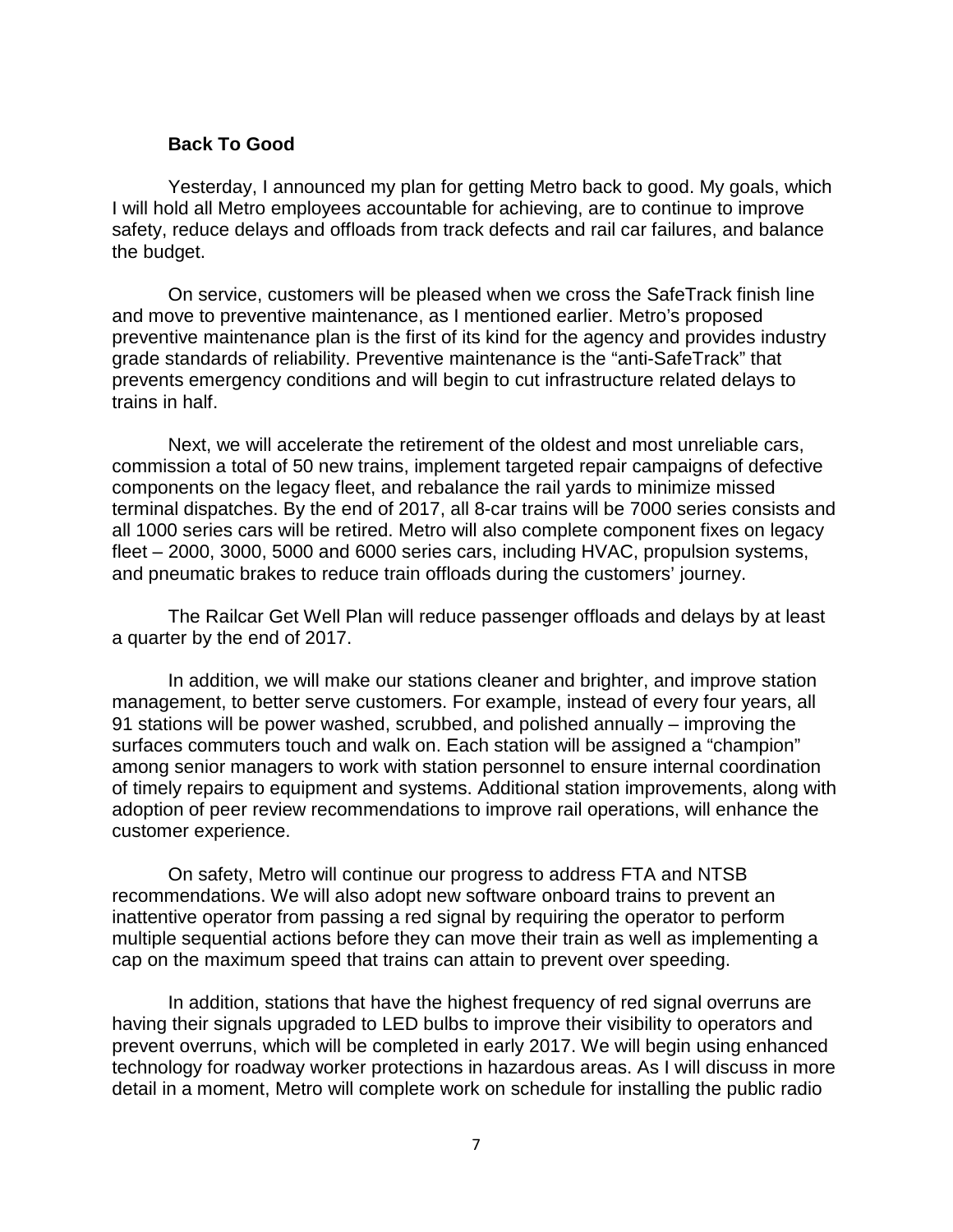**Back To Good**

Yesterday, I announced my plan for getting Metro back to good. My goals, which I will hold all Metro employees accountable for achieving, are to continue to improve safety, reduce delays and offloads from track defects and rail car failures, and balance the budget.

On service, customers will be pleased when we cross the SafeTrack finish line and move to preventive maintenance, as I mentioned earlier. Metro's proposed preventive maintenance plan is the first of its kind for the agency and provides industry grade standards of reliability. Preventive maintenance is the "anti-SafeTrack" that prevents emergency conditions and will begin to cut infrastructure related delays to trains in half.

Next, we will accelerate the retirement of the oldest and most unreliable cars, commission a total of 50 new trains, implement targeted repair campaigns of defective components on the legacy fleet, and rebalance the rail yards to minimize missed terminal dispatches. By the end of 2017, all 8-car trains will be 7000 series consists and all 1000 series cars will be retired. Metro will also complete component fixes on legacy fleet – 2000, 3000, 5000 and 6000 series cars, including HVAC, propulsion systems, and pneumatic brakes to reduce train offloads during the customers' journey.

The Railcar Get Well Plan will reduce passenger offloads and delays by at least a quarter by the end of 2017.

In addition, we will make our stations cleaner and brighter, and improve station management, to better serve customers. For example, instead of every four years, all 91 stations will be power washed, scrubbed, and polished annually – improving the surfaces commuters touch and walk on. Each station will be assigned a "champion" among senior managers to work with station personnel to ensure internal coordination of timely repairs to equipment and systems. Additional station improvements, along with adoption of peer review recommendations to improve rail operations, will enhance the customer experience.

On safety, Metro will continue our progress to address FTA and NTSB recommendations. We will also adopt new software onboard trains to prevent an inattentive operator from passing a red signal by requiring the operator to perform multiple sequential actions before they can move their train as well as implementing a cap on the maximum speed that trains can attain to prevent over speeding.

In addition, stations that have the highest frequency of red signal overruns are having their signals upgraded to LED bulbs to improve their visibility to operators and prevent overruns, which will be completed in early 2017. We will begin using enhanced technology for roadway worker protections in hazardous areas. As I will discuss in more detail in a moment, Metro will complete work on schedule for installing the public radio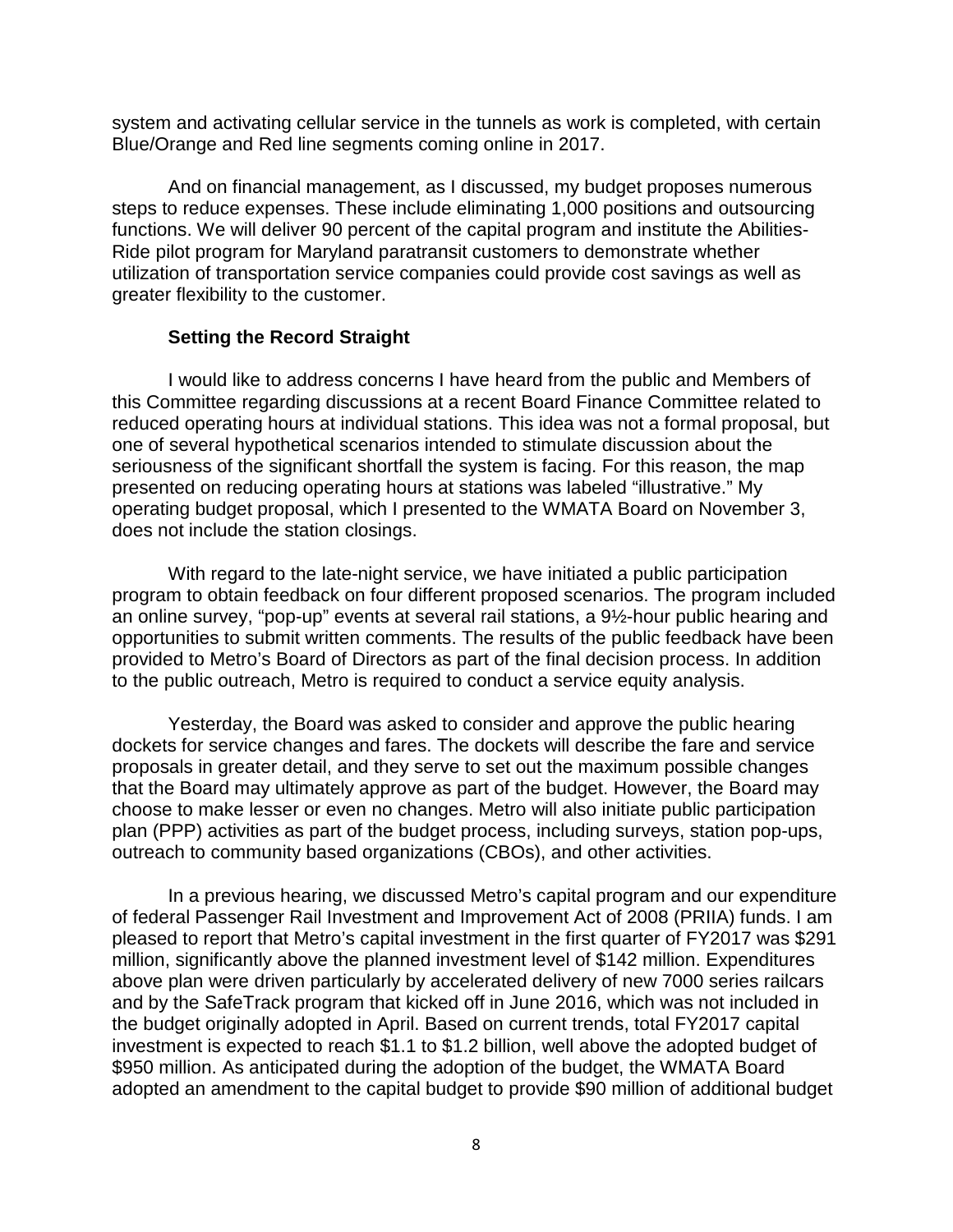system and activating cellular service in the tunnels as work is completed, with certain Blue/Orange and Red line segments coming online in 2017.

And on financial management, as I discussed, my budget proposes numerous steps to reduce expenses. These include eliminating 1,000 positions and outsourcing functions. We will deliver 90 percent of the capital program and institute the Abilities-Ride pilot program for Maryland paratransit customers to demonstrate whether utilization of transportation service companies could provide cost savings as well as greater flexibility to the customer.

**Setting the Record Straight**

I would like to address concerns I have heard from the public and Members of this Committee regarding discussions at a recent Board Finance Committee related to reduced operating hours at individual stations. This idea was not a formal proposal, but one of several hypothetical scenarios intended to stimulate discussion about the seriousness of the significant shortfall the system is facing. For this reason, the map presented on reducing operating hours at stations was labeled "illustrative." My operating budget proposal, which I presented to the WMATA Board on November 3, does not include the station closings.

With regard to the late-night service, we have initiated a public participation program to obtain feedback on four different proposed scenarios. The program included an online survey, "pop-up" events at several rail stations, a 9½-hour public hearing and opportunities to submit written comments. The results of the public feedback have been provided to Metro's Board of Directors as part of the final decision process. In addition to the public outreach, Metro is required to conduct a service equity analysis.

Yesterday, the Board was asked to consider and approve the public hearing dockets for service changes and fares. The dockets will describe the fare and service proposals in greater detail, and they serve to set out the maximum possible changes that the Board may ultimately approve as part of the budget. However, the Board may choose to make lesser or even no changes. Metro will also initiate public participation plan (PPP) activities as part of the budget process, including surveys, station pop-ups, outreach to community based organizations (CBOs), and other activities.

In a previous hearing, we discussed Metro's capital program and our expenditure of federal Passenger Rail Investment and Improvement Act of 2008 (PRIIA) funds. I am pleased to report that Metro's capital investment in the first quarter of FY2017 was $291 million, significantly above the planned investment level of $142 million. Expenditures above plan were driven particularly by accelerated delivery of new 7000 series railcars and by the SafeTrack program that kicked off in June 2016, which was not included in the budget originally adopted in April. Based on current trends, total FY2017 capital investment is expected to reach $1.1 to $1.2 billion, well above the adopted budget of $950 million. As anticipated during the adoption of the budget, the WMATA Board adopted an amendment to the capital budget to provide $90 million of additional budget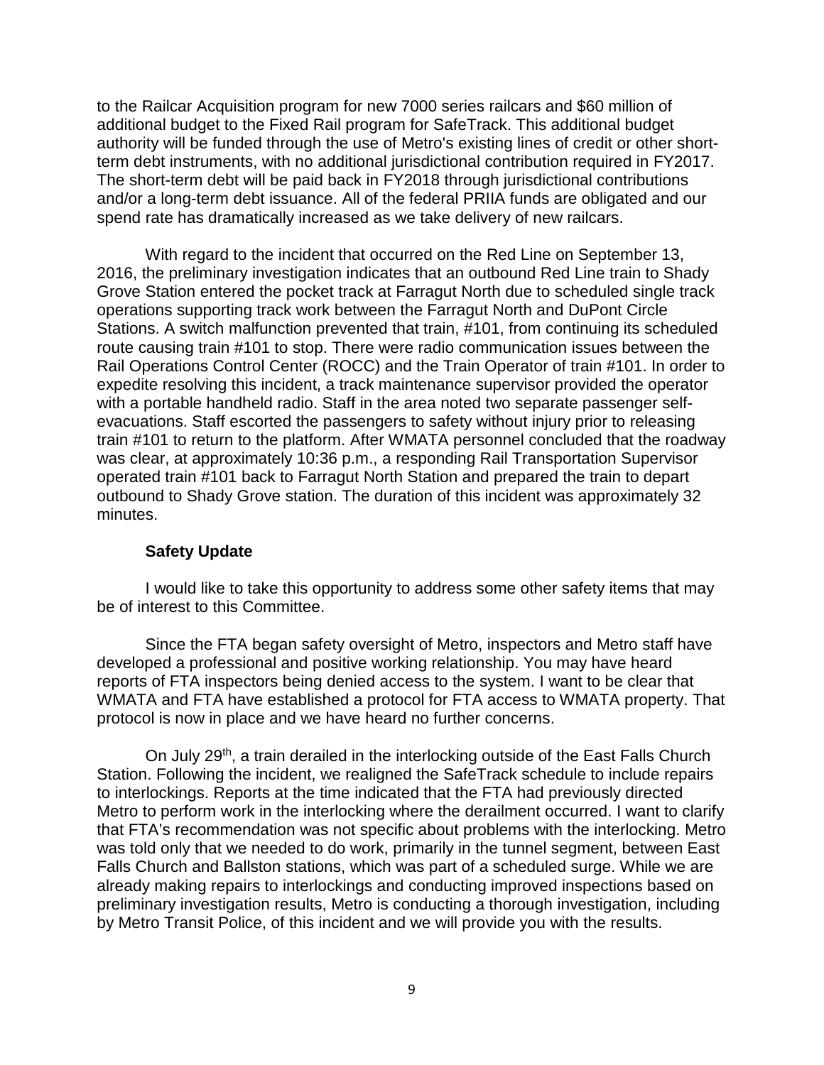to the Railcar Acquisition program for new 7000 series railcars and $60 million of additional budget to the Fixed Rail program for SafeTrack. This additional budget authority will be funded through the use of Metro's existing lines of credit or other short-term debt instruments, with no additional jurisdictional contribution required in FY2017. The short-term debt will be paid back in FY2018 through jurisdictional contributions and/or a long-term debt issuance. All of the federal PRIIA funds are obligated and our spend rate has dramatically increased as we take delivery of new railcars.

With regard to the incident that occurred on the Red Line on September 13, 2016, the preliminary investigation indicates that an outbound Red Line train to Shady Grove Station entered the pocket track at Farragut North due to scheduled single track operations supporting track work between the Farragut North and DuPont Circle Stations. A switch malfunction prevented that train, #101, from continuing its scheduled route causing train #101 to stop. There were radio communication issues between the Rail Operations Control Center (ROCC) and the Train Operator of train #101. In order to expedite resolving this incident, a track maintenance supervisor provided the operator with a portable handheld radio. Staff in the area noted two separate passenger self-evacuations. Staff escorted the passengers to safety without injury prior to releasing train #101 to return to the platform. After WMATA personnel concluded that the roadway was clear, at approximately 10:36 p.m., a responding Rail Transportation Supervisor operated train #101 back to Farragut North Station and prepared the train to depart outbound to Shady Grove station. The duration of this incident was approximately 32 minutes.

**Safety Update**

I would like to take this opportunity to address some other safety items that may be of interest to this Committee.

Since the FTA began safety oversight of Metro, inspectors and Metro staff have developed a professional and positive working relationship. You may have heard reports of FTA inspectors being denied access to the system. I want to be clear that WMATA and FTA have established a protocol for FTA access to WMATA property. That protocol is now in place and we have heard no further concerns.

On July 29th, a train derailed in the interlocking outside of the East Falls Church Station. Following the incident, we realigned the SafeTrack schedule to include repairs to interlockings. Reports at the time indicated that the FTA had previously directed Metro to perform work in the interlocking where the derailment occurred. I want to clarify that FTA's recommendation was not specific about problems with the interlocking. Metro was told only that we needed to do work, primarily in the tunnel segment, between East Falls Church and Ballston stations, which was part of a scheduled surge. While we are already making repairs to interlockings and conducting improved inspections based on preliminary investigation results, Metro is conducting a thorough investigation, including by Metro Transit Police, of this incident and we will provide you with the results.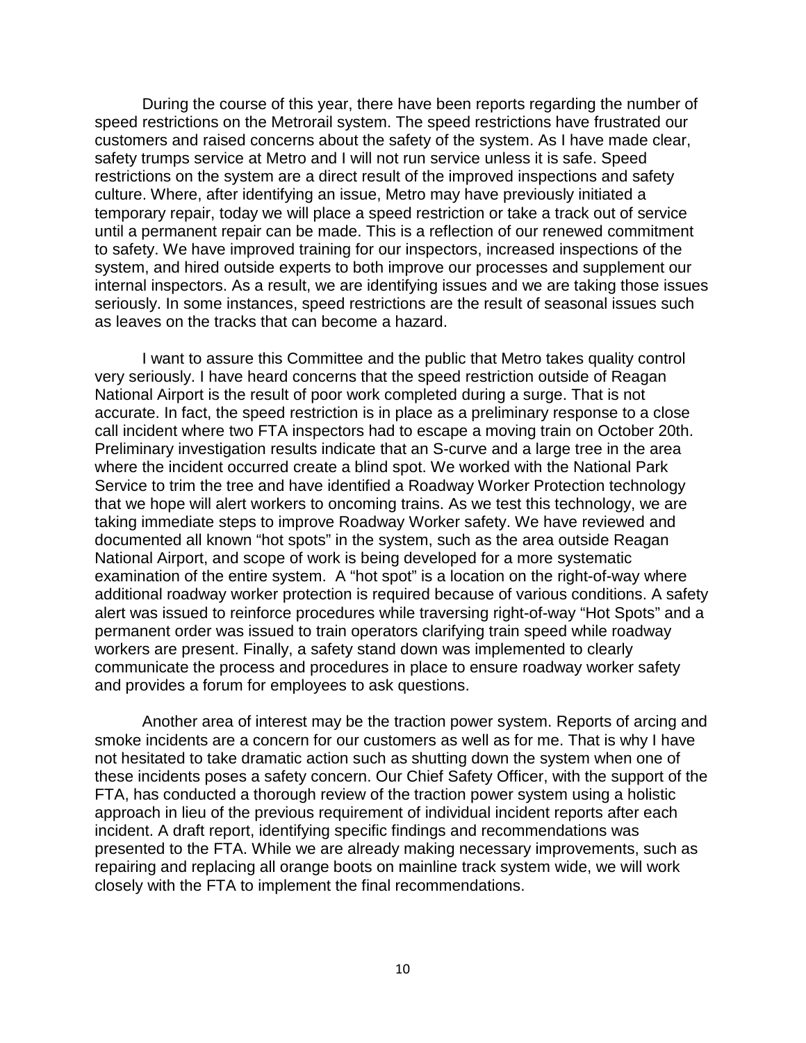During the course of this year, there have been reports regarding the number of speed restrictions on the Metrorail system. The speed restrictions have frustrated our customers and raised concerns about the safety of the system. As I have made clear, safety trumps service at Metro and I will not run service unless it is safe. Speed restrictions on the system are a direct result of the improved inspections and safety culture. Where, after identifying an issue, Metro may have previously initiated a temporary repair, today we will place a speed restriction or take a track out of service until a permanent repair can be made. This is a reflection of our renewed commitment to safety. We have improved training for our inspectors, increased inspections of the system, and hired outside experts to both improve our processes and supplement our internal inspectors. As a result, we are identifying issues and we are taking those issues seriously. In some instances, speed restrictions are the result of seasonal issues such as leaves on the tracks that can become a hazard.

I want to assure this Committee and the public that Metro takes quality control very seriously. I have heard concerns that the speed restriction outside of Reagan National Airport is the result of poor work completed during a surge. That is not accurate. In fact, the speed restriction is in place as a preliminary response to a close call incident where two FTA inspectors had to escape a moving train on October 20th. Preliminary investigation results indicate that an S-curve and a large tree in the area where the incident occurred create a blind spot. We worked with the National Park Service to trim the tree and have identified a Roadway Worker Protection technology that we hope will alert workers to oncoming trains. As we test this technology, we are taking immediate steps to improve Roadway Worker safety. We have reviewed and documented all known "hot spots" in the system, such as the area outside Reagan National Airport, and scope of work is being developed for a more systematic examination of the entire system. A "hot spot" is a location on the right-of-way where additional roadway worker protection is required because of various conditions. A safety alert was issued to reinforce procedures while traversing right-of-way "Hot Spots" and a permanent order was issued to train operators clarifying train speed while roadway workers are present. Finally, a safety stand down was implemented to clearly communicate the process and procedures in place to ensure roadway worker safety and provides a forum for employees to ask questions.

Another area of interest may be the traction power system. Reports of arcing and smoke incidents are a concern for our customers as well as for me. That is why I have not hesitated to take dramatic action such as shutting down the system when one of these incidents poses a safety concern. Our Chief Safety Officer, with the support of the FTA, has conducted a thorough review of the traction power system using a holistic approach in lieu of the previous requirement of individual incident reports after each incident. A draft report, identifying specific findings and recommendations was presented to the FTA. While we are already making necessary improvements, such as repairing and replacing all orange boots on mainline track system wide, we will work closely with the FTA to implement the final recommendations.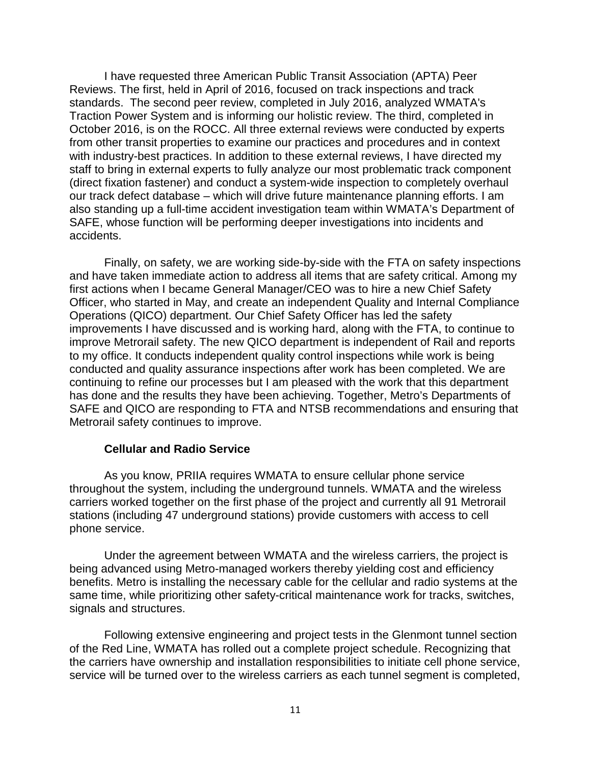I have requested three American Public Transit Association (APTA) Peer Reviews. The first, held in April of 2016, focused on track inspections and track standards. The second peer review, completed in July 2016, analyzed WMATA's Traction Power System and is informing our holistic review. The third, completed in October 2016, is on the ROCC. All three external reviews were conducted by experts from other transit properties to examine our practices and procedures and in context with industry-best practices. In addition to these external reviews, I have directed my staff to bring in external experts to fully analyze our most problematic track component (direct fixation fastener) and conduct a system-wide inspection to completely overhaul our track defect database – which will drive future maintenance planning efforts. I am also standing up a full-time accident investigation team within WMATA's Department of SAFE, whose function will be performing deeper investigations into incidents and accidents.

Finally, on safety, we are working side-by-side with the FTA on safety inspections and have taken immediate action to address all items that are safety critical. Among my first actions when I became General Manager/CEO was to hire a new Chief Safety Officer, who started in May, and create an independent Quality and Internal Compliance Operations (QICO) department. Our Chief Safety Officer has led the safety improvements I have discussed and is working hard, along with the FTA, to continue to improve Metrorail safety. The new QICO department is independent of Rail and reports to my office. It conducts independent quality control inspections while work is being conducted and quality assurance inspections after work has been completed. We are continuing to refine our processes but I am pleased with the work that this department has done and the results they have been achieving. Together, Metro's Departments of SAFE and QICO are responding to FTA and NTSB recommendations and ensuring that Metrorail safety continues to improve.

**Cellular and Radio Service**

As you know, PRIIA requires WMATA to ensure cellular phone service throughout the system, including the underground tunnels. WMATA and the wireless carriers worked together on the first phase of the project and currently all 91 Metrorail stations (including 47 underground stations) provide customers with access to cell phone service.

Under the agreement between WMATA and the wireless carriers, the project is being advanced using Metro-managed workers thereby yielding cost and efficiency benefits. Metro is installing the necessary cable for the cellular and radio systems at the same time, while prioritizing other safety-critical maintenance work for tracks, switches, signals and structures.

Following extensive engineering and project tests in the Glenmont tunnel section of the Red Line, WMATA has rolled out a complete project schedule. Recognizing that the carriers have ownership and installation responsibilities to initiate cell phone service, service will be turned over to the wireless carriers as each tunnel segment is completed,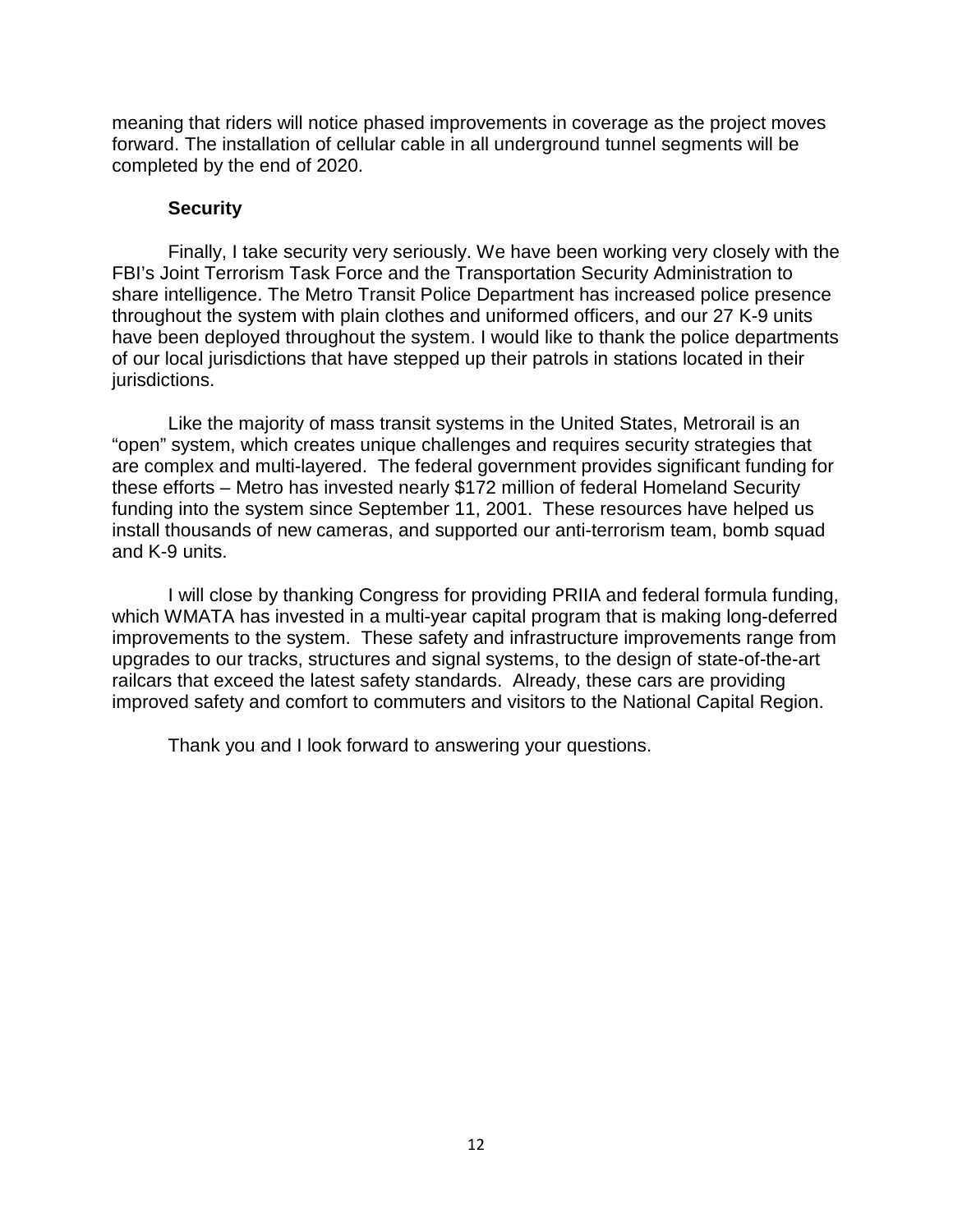meaning that riders will notice phased improvements in coverage as the project moves forward. The installation of cellular cable in all underground tunnel segments will be completed by the end of 2020.

**Security**

Finally, I take security very seriously. We have been working very closely with the FBI's Joint Terrorism Task Force and the Transportation Security Administration to share intelligence. The Metro Transit Police Department has increased police presence throughout the system with plain clothes and uniformed officers, and our 27 K-9 units have been deployed throughout the system. I would like to thank the police departments of our local jurisdictions that have stepped up their patrols in stations located in their jurisdictions.

Like the majority of mass transit systems in the United States, Metrorail is an "open" system, which creates unique challenges and requires security strategies that are complex and multi-layered. The federal government provides significant funding for these efforts – Metro has invested nearly $172 million of federal Homeland Security funding into the system since September 11, 2001. These resources have helped us install thousands of new cameras, and supported our anti-terrorism team, bomb squad and K-9 units.

I will close by thanking Congress for providing PRIIA and federal formula funding, which WMATA has invested in a multi-year capital program that is making long-deferred improvements to the system. These safety and infrastructure improvements range from upgrades to our tracks, structures and signal systems, to the design of state-of-the-art railcars that exceed the latest safety standards. Already, these cars are providing improved safety and comfort to commuters and visitors to the National Capital Region.

Thank you and I look forward to answering your questions.